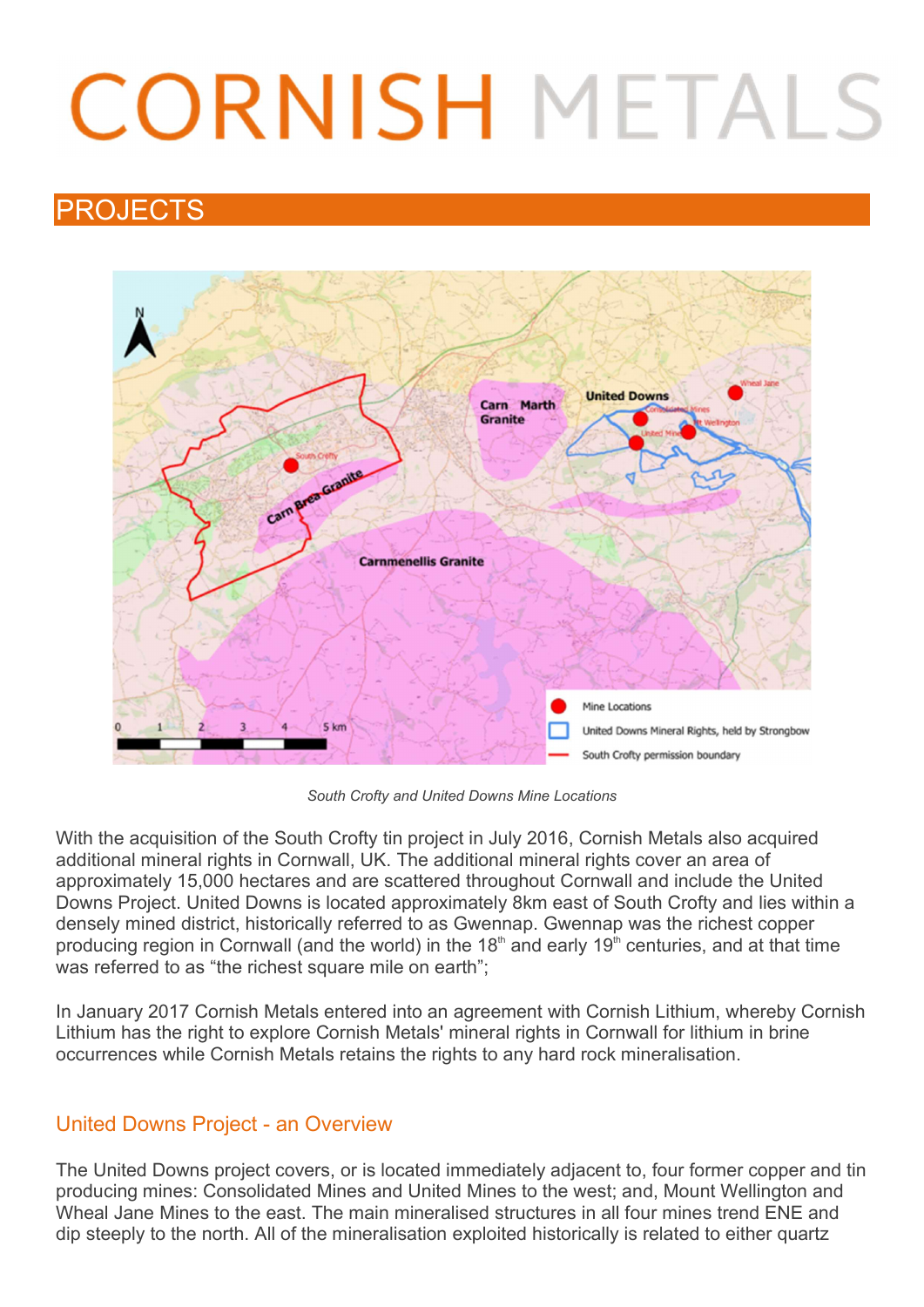# CORNISH METALS

## PROJECTS

*South Crofty and United Downs Mine Locations*

With the acquisition of the South Crofty tin project in July 2016, Cornish Metals also acquired additional mineral rights in Cornwall, UK. The additional mineral rights cover an area of approximately 15,000 hectares and are scattered throughout Cornwall and include the United Downs Project. United Downs is located approximately 8km east of South Crofty and lies within a densely mined district, historically referred to as Gwennap. Gwennap was the richest copper producing region in Cornwall (and the world) in the 18th and early 19th centuries, and at that time was referred to as "the richest square mile on earth";

In January 2017 Cornish Metals entered into an agreement with Cornish Lithium, whereby Cornish Lithium has the right to explore Cornish Metals' mineral rights in Cornwall for lithium in brine occurrences while Cornish Metals retains the rights to any hard rock mineralisation.

### United Downs Project - an Overview

The United Downs project covers, or is located immediately adjacent to, four former copper and tin producing mines: Consolidated Mines and United Mines to the west; and, Mount Wellington and Wheal Jane Mines to the east. The main mineralised structures in all four mines trend ENE and dip steeply to the north. All of the mineralisation exploited historically is related to either quartz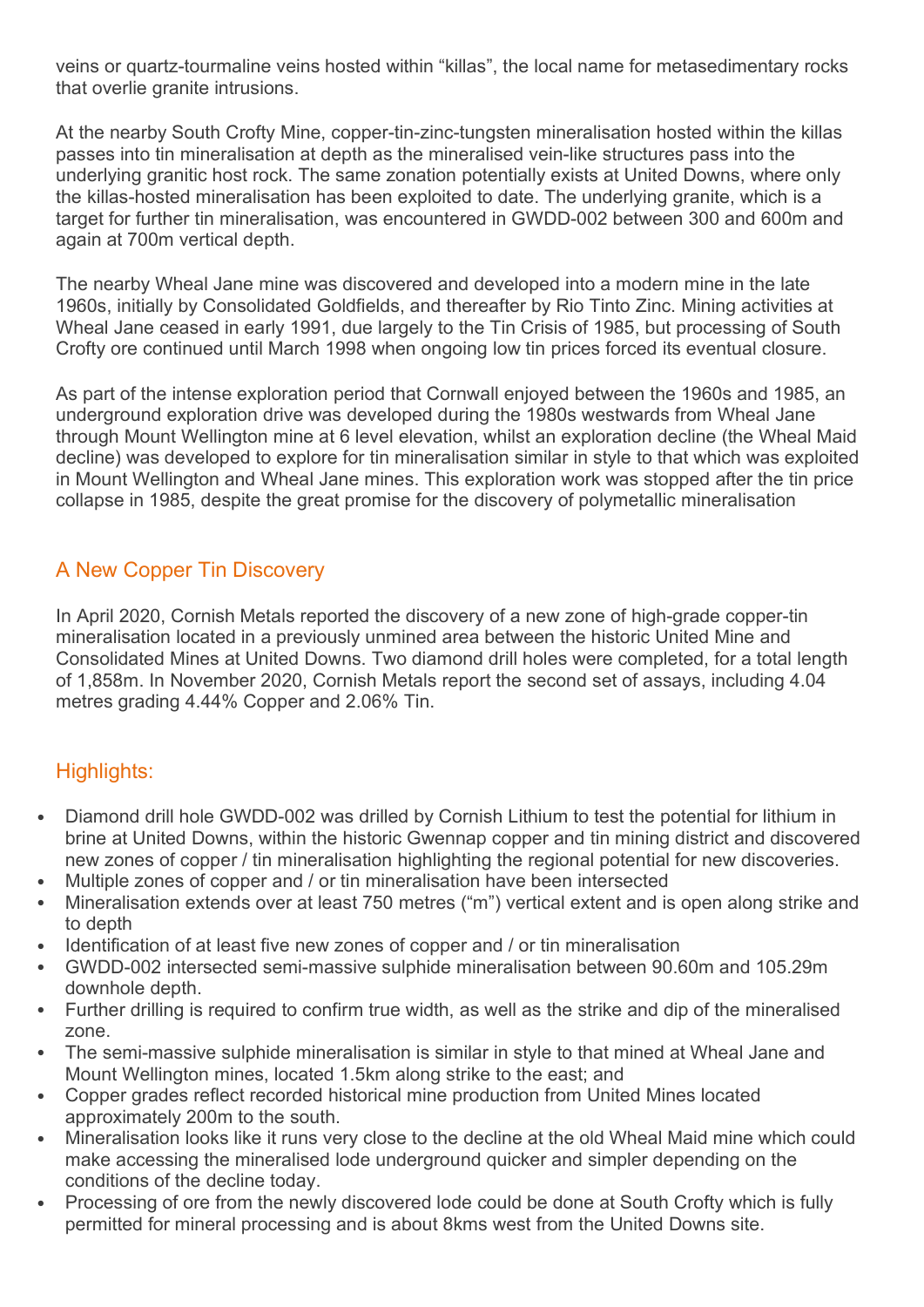veins or quartz-tourmaline veins hosted within "killas", the local name for metasedimentary rocks that overlie granite intrusions.

At the nearby South Crofty Mine, copper-tin-zinc-tungsten mineralisation hosted within the killas passes into tin mineralisation at depth as the mineralised vein-like structures pass into the underlying granitic host rock. The same zonation potentially exists at United Downs, where only the killas-hosted mineralisation has been exploited to date. The underlying granite, which is a target for further tin mineralisation, was encountered in GWDD-002 between 300 and 600m and again at 700m vertical depth.

The nearby Wheal Jane mine was discovered and developed into a modern mine in the late 1960s, initially by Consolidated Goldfields, and thereafter by Rio Tinto Zinc. Mining activities at Wheal Jane ceased in early 1991, due largely to the Tin Crisis of 1985, but processing of South Crofty ore continued until March 1998 when ongoing low tin prices forced its eventual closure.

As part of the intense exploration period that Cornwall enjoyed between the 1960s and 1985, an underground exploration drive was developed during the 1980s westwards from Wheal Jane through Mount Wellington mine at 6 level elevation, whilst an exploration decline (the Wheal Maid decline) was developed to explore for tin mineralisation similar in style to that which was exploited in Mount Wellington and Wheal Jane mines. This exploration work was stopped after the tin price collapse in 1985, despite the great promise for the discovery of polymetallic mineralisation

## A New Copper Tin Discovery

In April 2020, Cornish Metals reported the discovery of a new zone of high-grade copper-tin mineralisation located in a previously unmined area between the historic United Mine and Consolidated Mines at United Downs. Two diamond drill holes were completed, for a total length of 1,858m. In November 2020, Cornish Metals report the second set of assays, including 4.04 metres grading 4.44% Copper and 2.06% Tin.

## Highlights:

- Diamond drill hole GWDD-002 was drilled by Cornish Lithium to test the potential for lithium in brine at United Downs, within the historic Gwennap copper and tin mining district and discovered new zones of copper / tin mineralisation highlighting the regional potential for new discoveries.
- Multiple zones of copper and / or tin mineralisation have been intersected
- Mineralisation extends over at least 750 metres ("m") vertical extent and is open along strike and to depth
- Identification of at least five new zones of copper and / or tin mineralisation
- GWDD-002 intersected semi-massive sulphide mineralisation between 90.60m and 105.29m downhole depth.
- Further drilling is required to confirm true width, as well as the strike and dip of the mineralised zone.
- The semi-massive sulphide mineralisation is similar in style to that mined at Wheal Jane and Mount Wellington mines, located 1.5km along strike to the east; and
- Copper grades reflect recorded historical mine production from United Mines located approximately 200m to the south.
- Mineralisation looks like it runs very close to the decline at the old Wheal Maid mine which could make accessing the mineralised lode underground quicker and simpler depending on the conditions of the decline today.
- Processing of ore from the newly discovered lode could be done at South Crofty which is fully permitted for mineral processing and is about 8kms west from the United Downs site.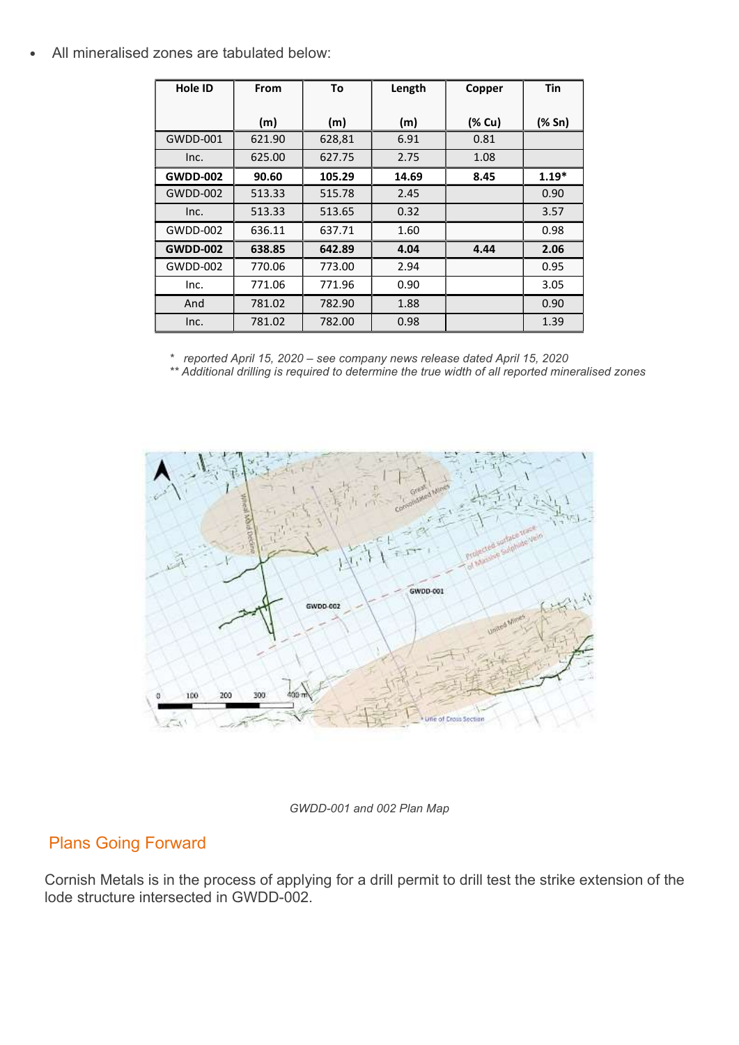- All mineralised zones are tabulated below:

| Hole ID | From (m) | To (m) | Length (m) | Copper (% Cu) | Tin (% Sn) |
|---|---|---|---|---|---|
| GWDD-001 | 621.90 | 628,81 | 6.91 | 0.81 | |
| Inc. | 625.00 | 627.75 | 2.75 | 1.08 | |
| **GWDD-002** | **90.60** | **105.29** | **14.69** | **8.45** | **1.19*** |
| GWDD-002 | 513.33 | 515.78 | 2.45 | | 0.90 |
| Inc. | 513.33 | 513.65 | 0.32 | | 3.57 |
| GWDD-002 | 636.11 | 637.71 | 1.60 | | 0.98 |
| **GWDD-002** | **638.85** | **642.89** | **4.04** | **4.44** | **2.06** |
| GWDD-002 | 770.06 | 773.00 | 2.94 | | 0.95 |
| Inc. | 771.06 | 771.96 | 0.90 | | 3.05 |
| And | 781.02 | 782.90 | 1.88 | | 0.90 |
| Inc. | 781.02 | 782.00 | 0.98 | | 1.39 |

*\* reported April 15, 2020 – see company news release dated April 15, 2020*
*\*\* Additional drilling is required to determine the true width of all reported mineralised zones*

Wheal Maid Decline
Great Consolidated Mines
Projected surface trace of Massive Sulphide Vein
GWDD-001
GWDD-002
United Mines
Line of Cross Section
0 100 200 300 400 m

*GWDD-001 and 002 Plan Map*

## Plans Going Forward

Cornish Metals is in the process of applying for a drill permit to drill test the strike extension of the lode structure intersected in GWDD-002.